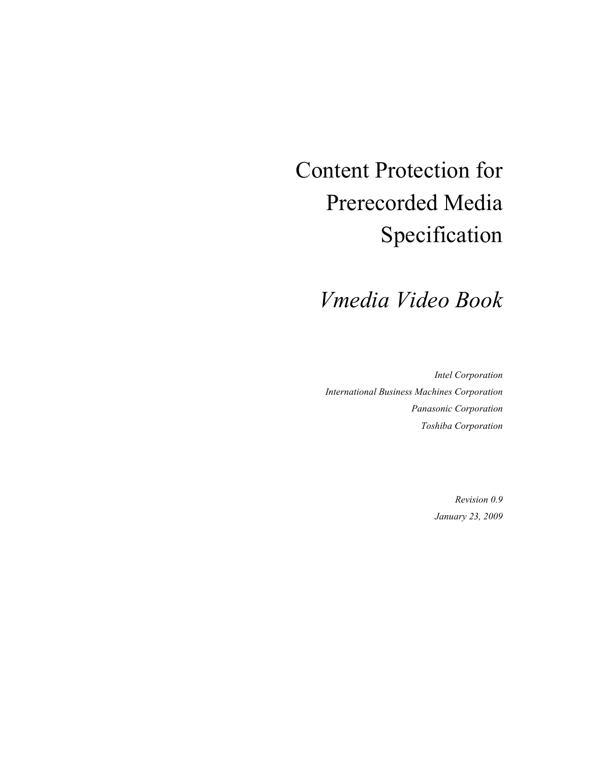# Content Protection for Prerecorded Media Specification

## *Vmedia Video Book*

*Intel Corporation*

*International Business Machines Corporation*

*Panasonic Corporation*

*Toshiba Corporation*

*Revision 0.9*

*January 23, 2009*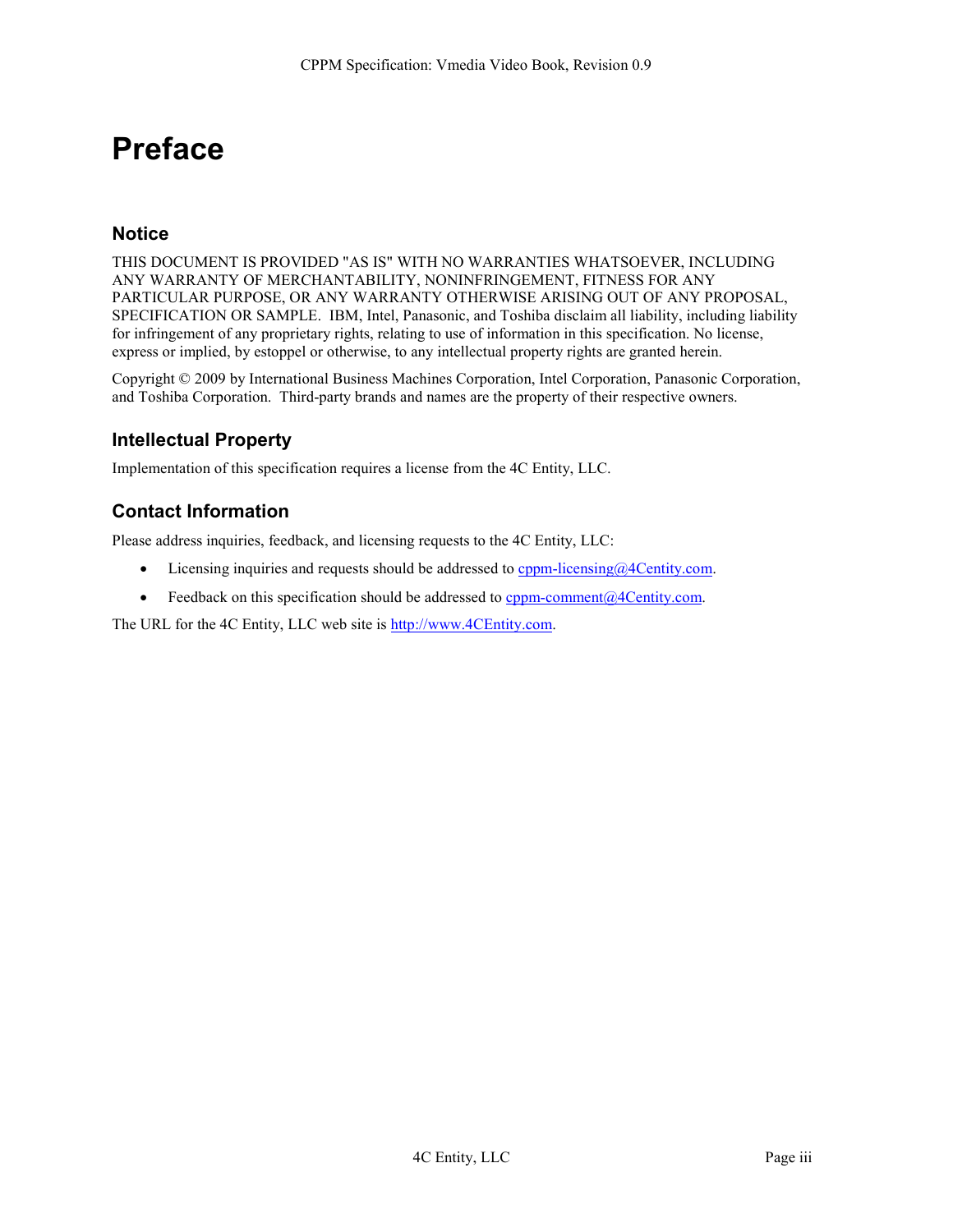# Preface

## Notice

THIS DOCUMENT IS PROVIDED "AS IS" WITH NO WARRANTIES WHATSOEVER, INCLUDING ANY WARRANTY OF MERCHANTABILITY, NONINFRINGEMENT, FITNESS FOR ANY PARTICULAR PURPOSE, OR ANY WARRANTY OTHERWISE ARISING OUT OF ANY PROPOSAL, SPECIFICATION OR SAMPLE. IBM, Intel, Panasonic, and Toshiba disclaim all liability, including liability for infringement of any proprietary rights, relating to use of information in this specification. No license, express or implied, by estoppel or otherwise, to any intellectual property rights are granted herein.

Copyright © 2009 by International Business Machines Corporation, Intel Corporation, Panasonic Corporation, and Toshiba Corporation. Third-party brands and names are the property of their respective owners.

## Intellectual Property

Implementation of this specification requires a license from the 4C Entity, LLC.

## Contact Information

Please address inquiries, feedback, and licensing requests to the 4C Entity, LLC:

- Licensing inquiries and requests should be addressed to cppm-licensing@4Centity.com.
- Feedback on this specification should be addressed to cppm-comment@4Centity.com.

The URL for the 4C Entity, LLC web site is http://www.4CEntity.com.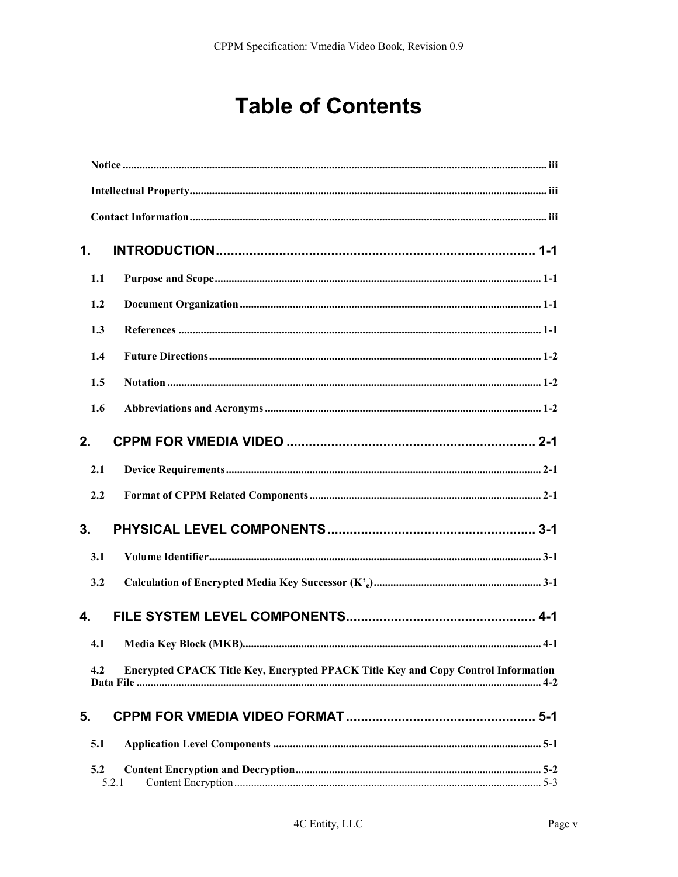# Table of Contents

**Notice** ........................................................................................................................................ iii

**Intellectual Property**.................................................................................................................. iii

**Contact Information**.................................................................................................................. iii

## 1. INTRODUCTION ........................................................................................ 1-1

**1.1 Purpose and Scope** ........................................................................................................ 1-1

**1.2 Document Organization** ................................................................................................ 1-1

**1.3 References** .................................................................................................................... 1-1

**1.4 Future Directions** .......................................................................................................... 1-2

**1.5 Notation** ........................................................................................................................ 1-2

**1.6 Abbreviations and Acronyms** ........................................................................................ 1-2

## 2. CPPM FOR VMEDIA VIDEO ..................................................................... 2-1

**2.1 Device Requirements** .................................................................................................... 2-1

**2.2 Format of CPPM Related Components** ......................................................................... 2-1

## 3. PHYSICAL LEVEL COMPONENTS .......................................................... 3-1

**3.1 Volume Identifier** .......................................................................................................... 3-1

**3.2 Calculation of Encrypted Media Key Successor ($K'_e$)** ................................................ 3-1

## 4. FILE SYSTEM LEVEL COMPONENTS ..................................................... 4-1

**4.1 Media Key Block (MKB)** ................................................................................................ 4-1

**4.2 Encrypted CPACK Title Key, Encrypted PPACK Title Key and Copy Control Information Data File** ........................................................................................................................ 4-2

## 5. CPPM FOR VMEDIA VIDEO FORMAT ..................................................... 5-1

**5.1 Application Level Components** ..................................................................................... 5-1

**5.2 Content Encryption and Decryption** .............................................................................. 5-2

5.2.1 Content Encryption ........................................................................................................ 5-3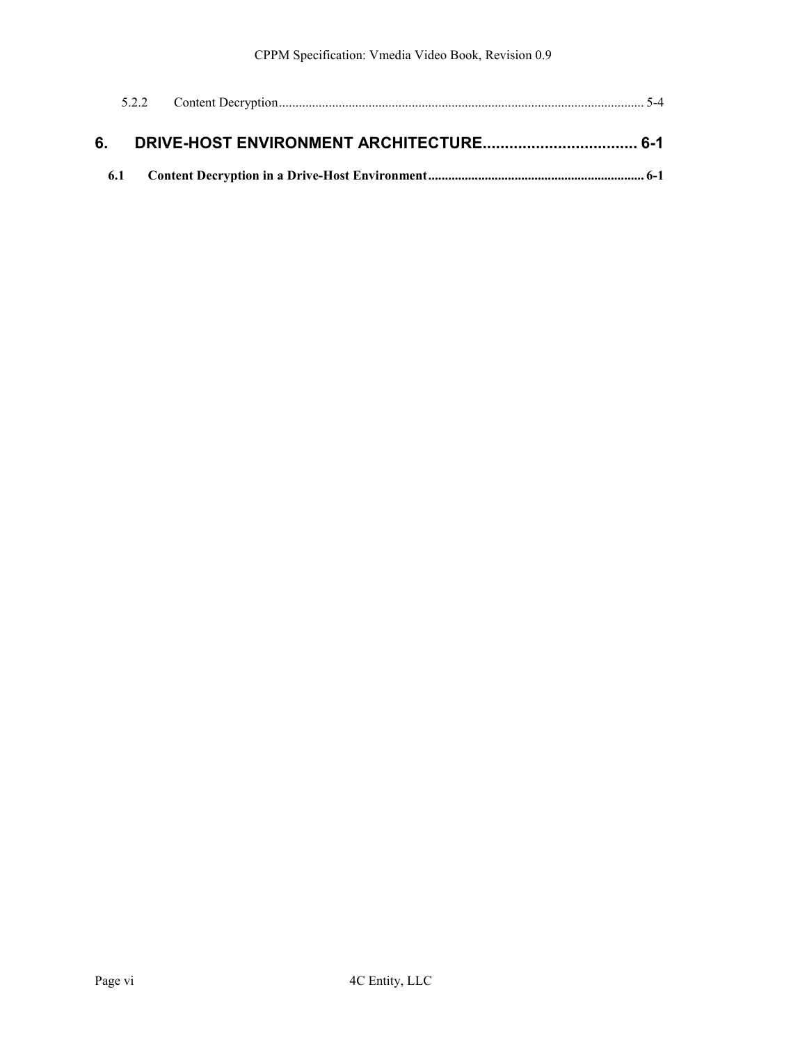5.2.2 Content Decryption ........................................................................................................ 5-4

**6. DRIVE-HOST ENVIRONMENT ARCHITECTURE ................................. 6-1**

**6.1 Content Decryption in a Drive-Host Environment ................................................................ 6-1**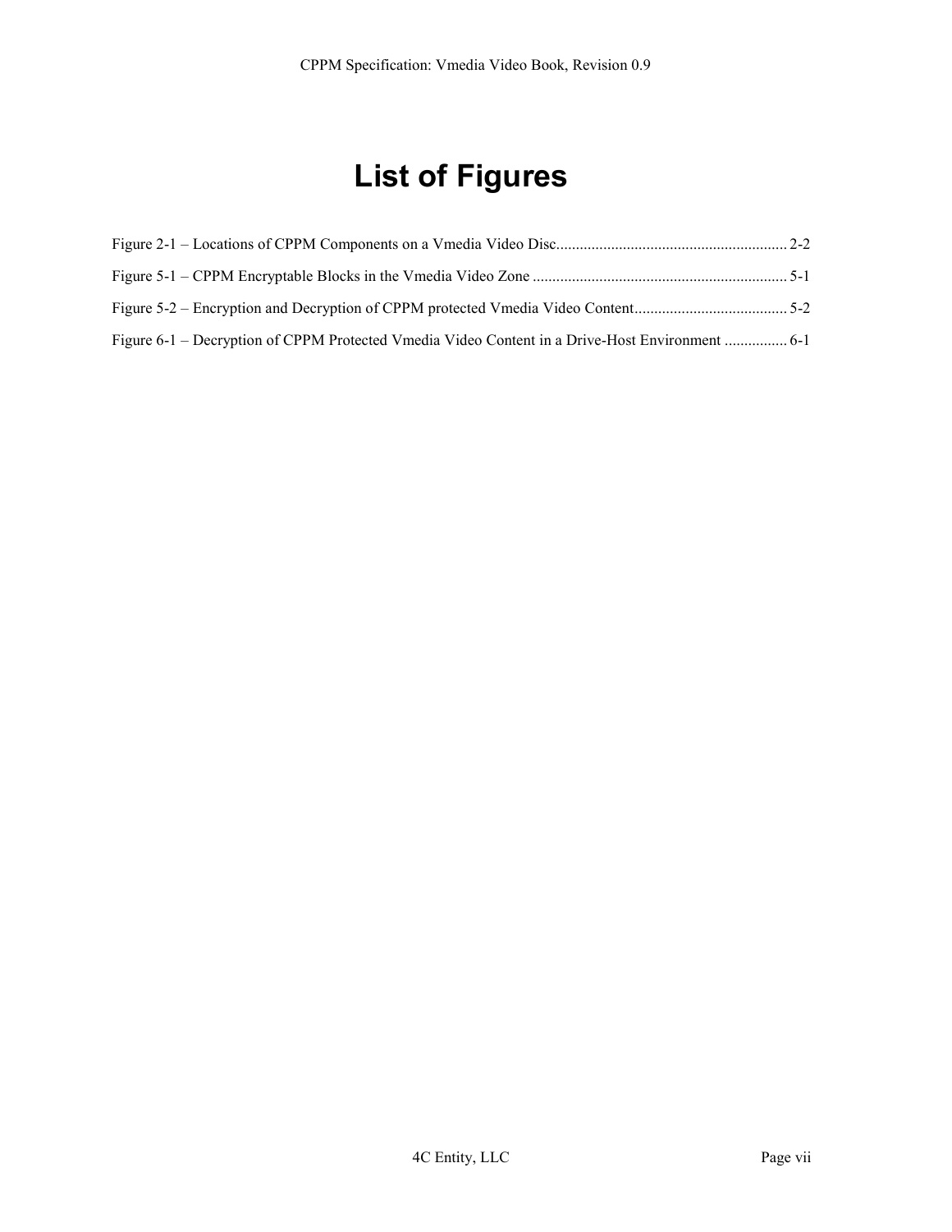# List of Figures

Figure 2-1 – Locations of CPPM Components on a Vmedia Video Disc........................................................... 2-2

Figure 5-1 – CPPM Encryptable Blocks in the Vmedia Video Zone ................................................................. 5-1

Figure 5-2 – Encryption and Decryption of CPPM protected Vmedia Video Content....................................... 5-2

Figure 6-1 – Decryption of CPPM Protected Vmedia Video Content in a Drive-Host Environment ................ 6-1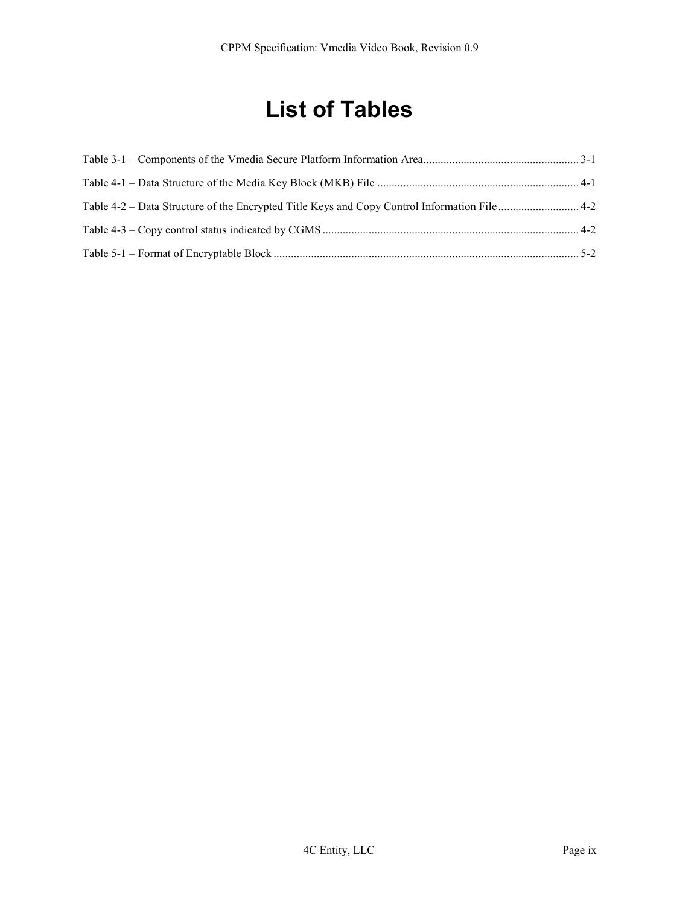# List of Tables

Table 3-1 – Components of the Vmedia Secure Platform Information Area ........ 3-1

Table 4-1 – Data Structure of the Media Key Block (MKB) File ........ 4-1

Table 4-2 – Data Structure of the Encrypted Title Keys and Copy Control Information File ........ 4-2

Table 4-3 – Copy control status indicated by CGMS ........ 4-2

Table 5-1 – Format of Encryptable Block ........ 5-2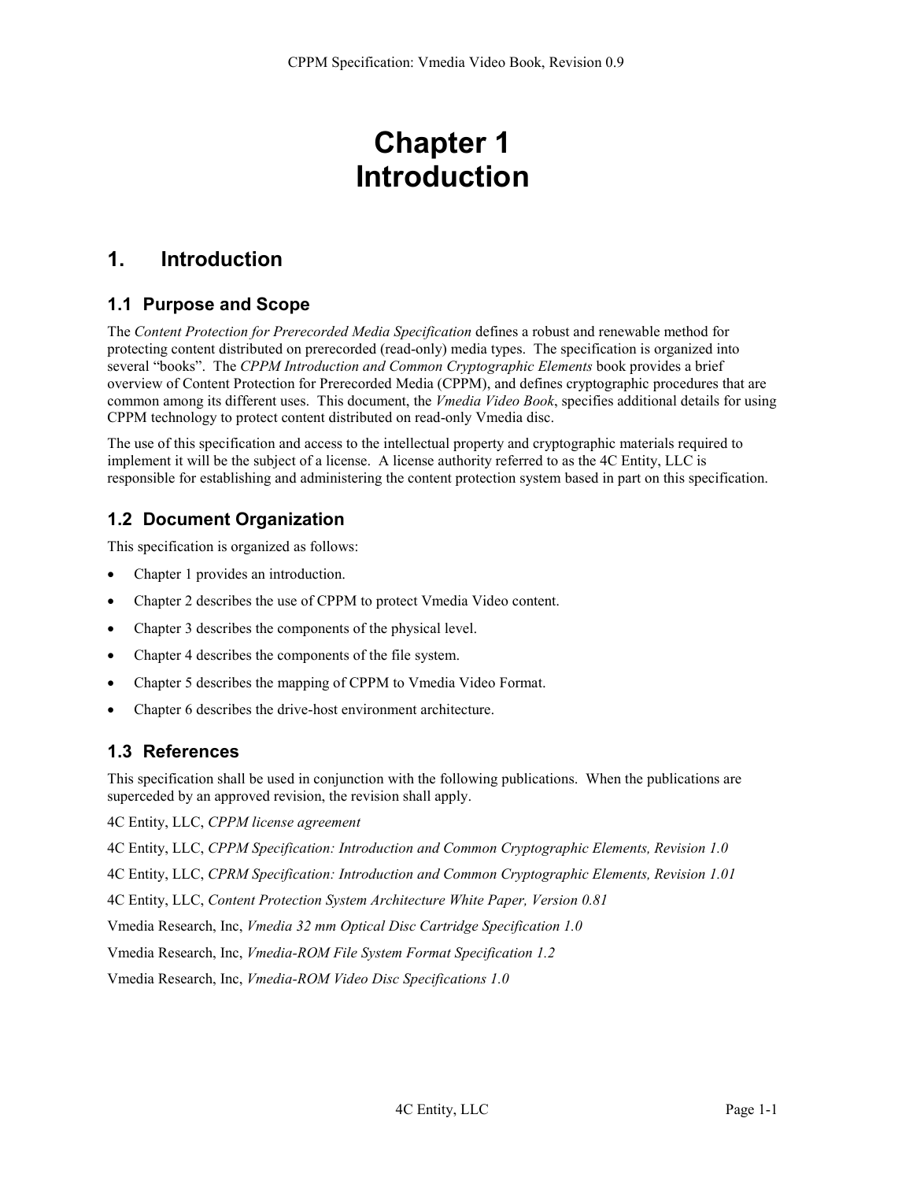# Chapter 1
# Introduction

## 1. Introduction

### 1.1 Purpose and Scope

The *Content Protection for Prerecorded Media Specification* defines a robust and renewable method for protecting content distributed on prerecorded (read-only) media types. The specification is organized into several "books". The *CPPM Introduction and Common Cryptographic Elements* book provides a brief overview of Content Protection for Prerecorded Media (CPPM), and defines cryptographic procedures that are common among its different uses. This document, the *Vmedia Video Book*, specifies additional details for using CPPM technology to protect content distributed on read-only Vmedia disc.

The use of this specification and access to the intellectual property and cryptographic materials required to implement it will be the subject of a license. A license authority referred to as the 4C Entity, LLC is responsible for establishing and administering the content protection system based in part on this specification.

### 1.2 Document Organization

This specification is organized as follows:

- Chapter 1 provides an introduction.
- Chapter 2 describes the use of CPPM to protect Vmedia Video content.
- Chapter 3 describes the components of the physical level.
- Chapter 4 describes the components of the file system.
- Chapter 5 describes the mapping of CPPM to Vmedia Video Format.
- Chapter 6 describes the drive-host environment architecture.

### 1.3 References

This specification shall be used in conjunction with the following publications. When the publications are superceded by an approved revision, the revision shall apply.

4C Entity, LLC, *CPPM license agreement*

4C Entity, LLC, *CPPM Specification: Introduction and Common Cryptographic Elements, Revision 1.0*

4C Entity, LLC, *CPRM Specification: Introduction and Common Cryptographic Elements, Revision 1.01*

4C Entity, LLC, *Content Protection System Architecture White Paper, Version 0.81*

Vmedia Research, Inc, *Vmedia 32 mm Optical Disc Cartridge Specification 1.0*

Vmedia Research, Inc, *Vmedia-ROM File System Format Specification 1.2*

Vmedia Research, Inc, *Vmedia-ROM Video Disc Specifications 1.0*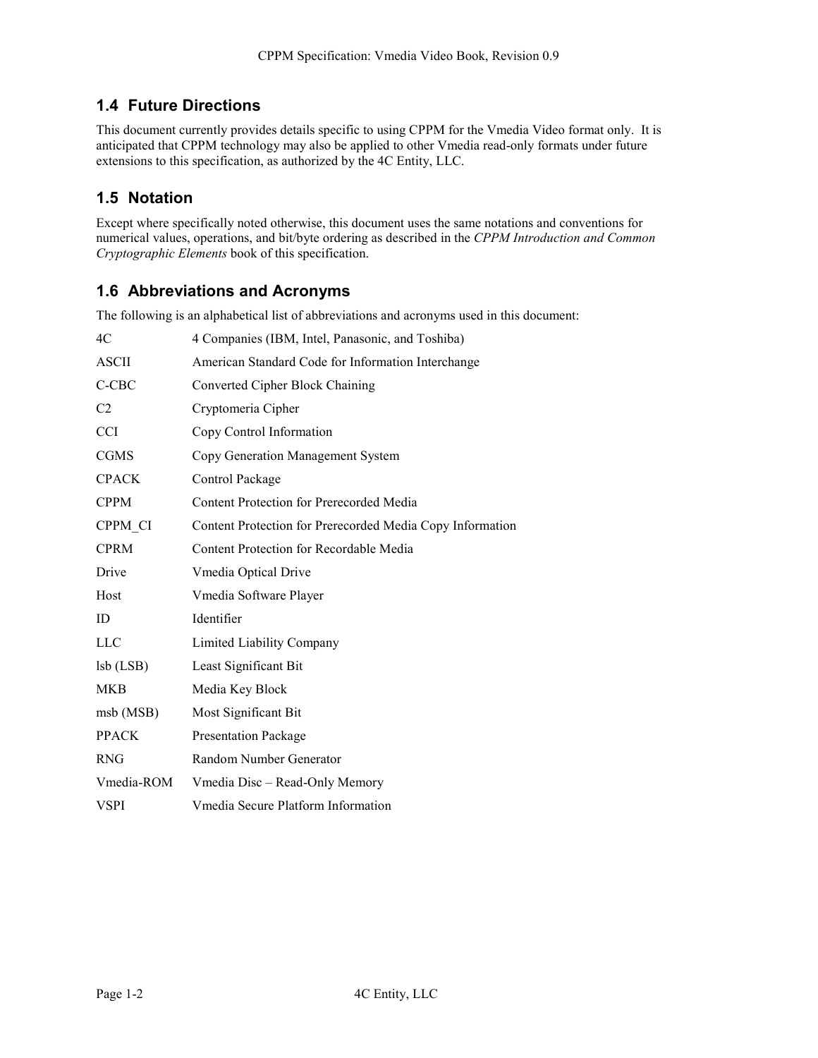## 1.4 Future Directions

This document currently provides details specific to using CPPM for the Vmedia Video format only. It is anticipated that CPPM technology may also be applied to other Vmedia read-only formats under future extensions to this specification, as authorized by the 4C Entity, LLC.

## 1.5 Notation

Except where specifically noted otherwise, this document uses the same notations and conventions for numerical values, operations, and bit/byte ordering as described in the *CPPM Introduction and Common Cryptographic Elements* book of this specification.

## 1.6 Abbreviations and Acronyms

The following is an alphabetical list of abbreviations and acronyms used in this document:

| | |
|---|---|
| 4C | 4 Companies (IBM, Intel, Panasonic, and Toshiba) |
| ASCII | American Standard Code for Information Interchange |
| C-CBC | Converted Cipher Block Chaining |
| C2 | Cryptomeria Cipher |
| CCI | Copy Control Information |
| CGMS | Copy Generation Management System |
| CPACK | Control Package |
| CPPM | Content Protection for Prerecorded Media |
| CPPM_CI | Content Protection for Prerecorded Media Copy Information |
| CPRM | Content Protection for Recordable Media |
| Drive | Vmedia Optical Drive |
| Host | Vmedia Software Player |
| ID | Identifier |
| LLC | Limited Liability Company |
| lsb (LSB) | Least Significant Bit |
| MKB | Media Key Block |
| msb (MSB) | Most Significant Bit |
| PPACK | Presentation Package |
| RNG | Random Number Generator |
| Vmedia-ROM | Vmedia Disc – Read-Only Memory |
| VSPI | Vmedia Secure Platform Information |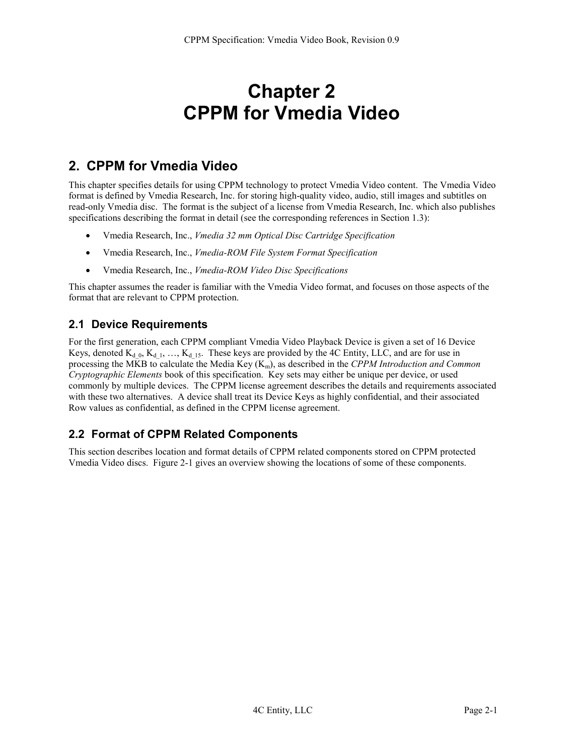# Chapter 2
# CPPM for Vmedia Video

## 2. CPPM for Vmedia Video

This chapter specifies details for using CPPM technology to protect Vmedia Video content. The Vmedia Video format is defined by Vmedia Research, Inc. for storing high-quality video, audio, still images and subtitles on read-only Vmedia disc. The format is the subject of a license from Vmedia Research, Inc. which also publishes specifications describing the format in detail (see the corresponding references in Section 1.3):

- Vmedia Research, Inc., *Vmedia 32 mm Optical Disc Cartridge Specification*
- Vmedia Research, Inc., *Vmedia-ROM File System Format Specification*
- Vmedia Research, Inc., *Vmedia-ROM Video Disc Specifications*

This chapter assumes the reader is familiar with the Vmedia Video format, and focuses on those aspects of the format that are relevant to CPPM protection.

### 2.1 Device Requirements

For the first generation, each CPPM compliant Vmedia Video Playback Device is given a set of 16 Device Keys, denoted $K_{d\_0}$, $K_{d\_1}$, …, $K_{d\_15}$. These keys are provided by the 4C Entity, LLC, and are for use in processing the MKB to calculate the Media Key ($K_m$), as described in the *CPPM Introduction and Common Cryptographic Elements* book of this specification. Key sets may either be unique per device, or used commonly by multiple devices. The CPPM license agreement describes the details and requirements associated with these two alternatives. A device shall treat its Device Keys as highly confidential, and their associated Row values as confidential, as defined in the CPPM license agreement.

### 2.2 Format of CPPM Related Components

This section describes location and format details of CPPM related components stored on CPPM protected Vmedia Video discs. Figure 2-1 gives an overview showing the locations of some of these components.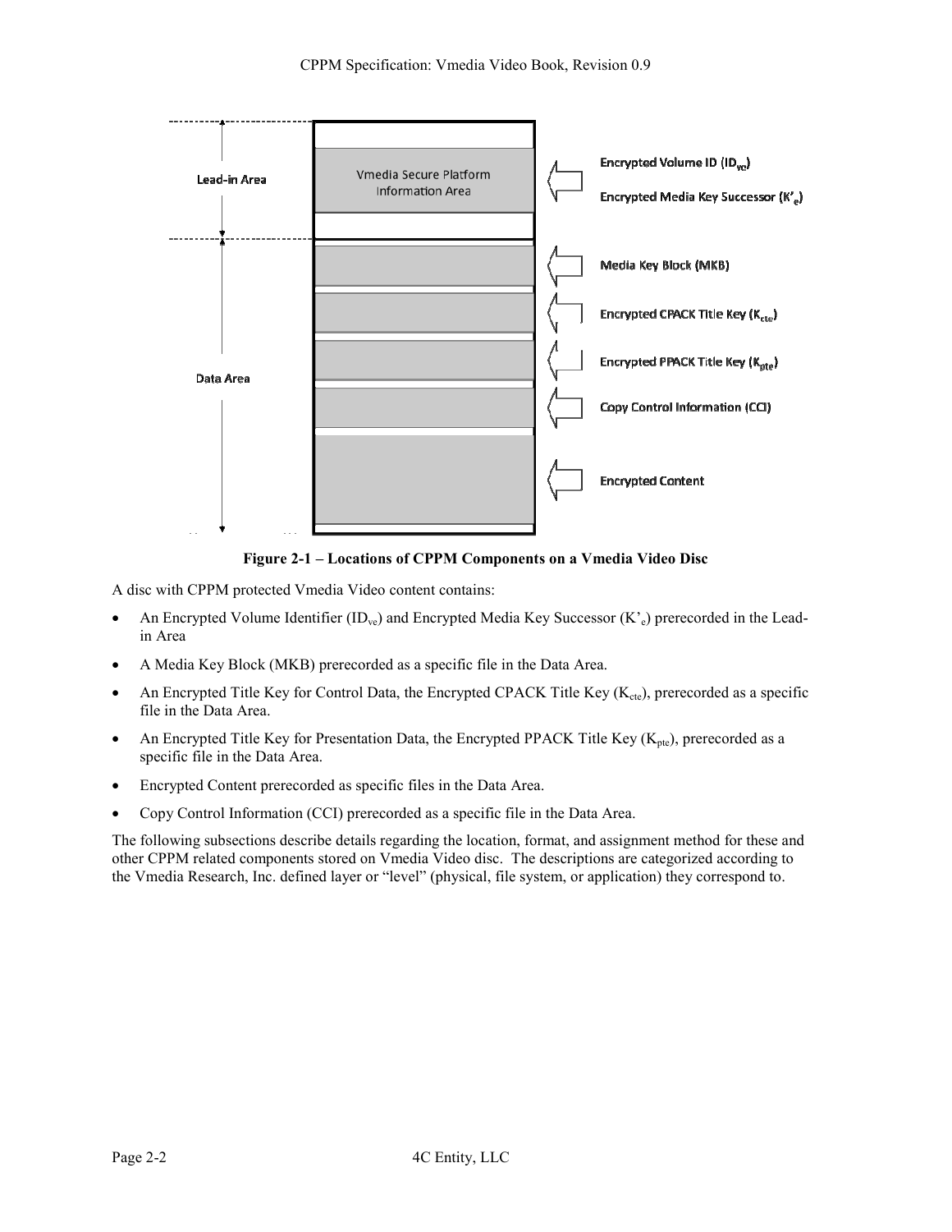Lead-in Area

Vmedia Secure Platform Information Area

Encrypted Volume ID ($ID_{ve}$)

Encrypted Media Key Successor ($K'_e$)

Data Area

Media Key Block (MKB)

Encrypted CPACK Title Key ($K_{cte}$)

Encrypted PPACK Title Key ($K_{pte}$)

Copy Control Information (CCI)

Encrypted Content

**Figure 2-1 – Locations of CPPM Components on a Vmedia Video Disc**

A disc with CPPM protected Vmedia Video content contains:

- An Encrypted Volume Identifier ($ID_{ve}$) and Encrypted Media Key Successor ($K'_e$) prerecorded in the Lead-in Area
- A Media Key Block (MKB) prerecorded as a specific file in the Data Area.
- An Encrypted Title Key for Control Data, the Encrypted CPACK Title Key ($K_{cte}$), prerecorded as a specific file in the Data Area.
- An Encrypted Title Key for Presentation Data, the Encrypted PPACK Title Key ($K_{pte}$), prerecorded as a specific file in the Data Area.
- Encrypted Content prerecorded as specific files in the Data Area.
- Copy Control Information (CCI) prerecorded as a specific file in the Data Area.

The following subsections describe details regarding the location, format, and assignment method for these and other CPPM related components stored on Vmedia Video disc. The descriptions are categorized according to the Vmedia Research, Inc. defined layer or "level" (physical, file system, or application) they correspond to.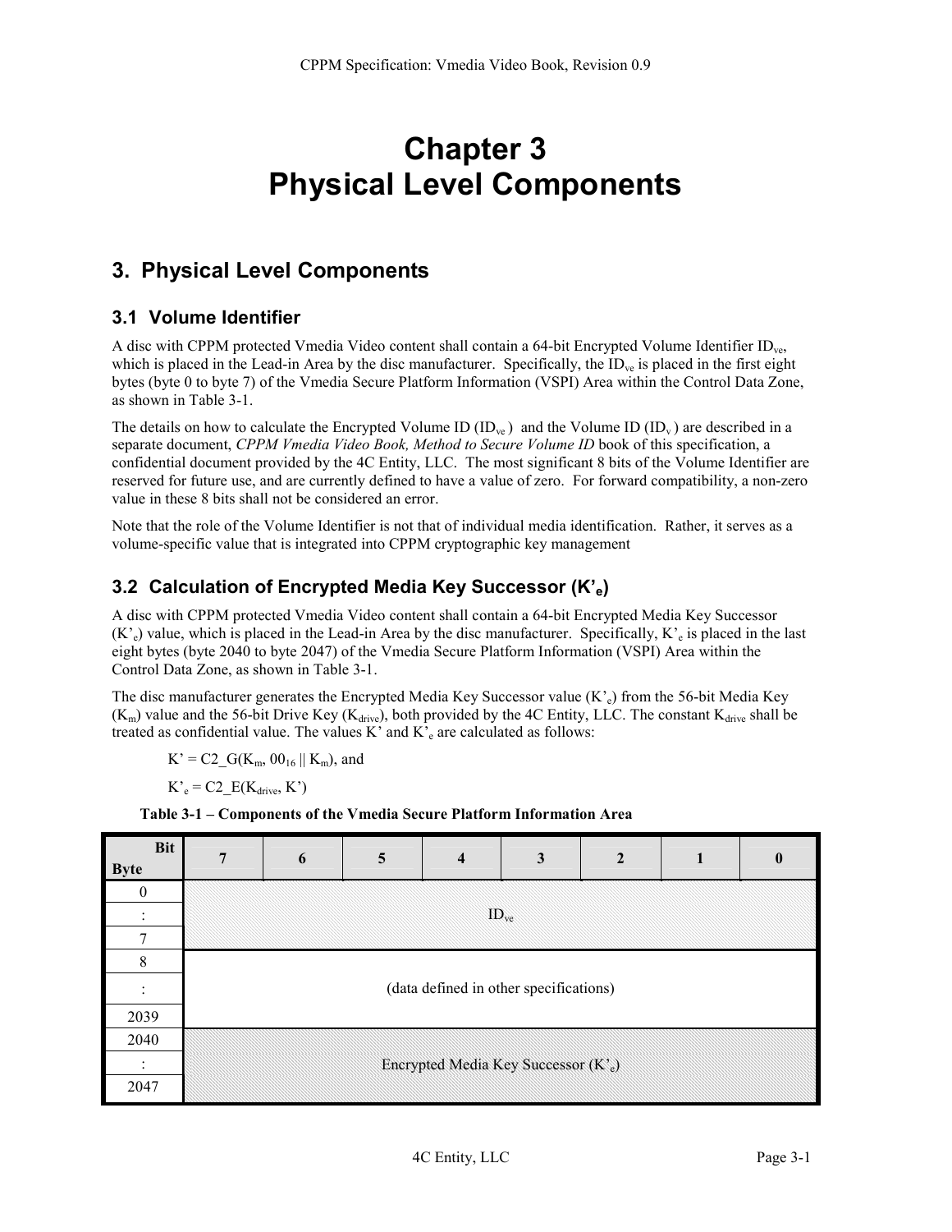// Chapter 3
// Physical Level Components

# Chapter 3
# Physical Level Components

## 3. Physical Level Components

### 3.1 Volume Identifier

A disc with CPPM protected Vmedia Video content shall contain a 64-bit Encrypted Volume Identifier $ID_{ve}$, which is placed in the Lead-in Area by the disc manufacturer. Specifically, the $ID_{ve}$ is placed in the first eight bytes (byte 0 to byte 7) of the Vmedia Secure Platform Information (VSPI) Area within the Control Data Zone, as shown in Table 3-1.

The details on how to calculate the Encrypted Volume ID ($ID_{ve}$) and the Volume ID ($ID_v$) are described in a separate document, *CPPM Vmedia Video Book, Method to Secure Volume ID* book of this specification, a confidential document provided by the 4C Entity, LLC. The most significant 8 bits of the Volume Identifier are reserved for future use, and are currently defined to have a value of zero. For forward compatibility, a non-zero value in these 8 bits shall not be considered an error.

Note that the role of the Volume Identifier is not that of individual media identification. Rather, it serves as a volume-specific value that is integrated into CPPM cryptographic key management

### 3.2 Calculation of Encrypted Media Key Successor ($K'_e$)

A disc with CPPM protected Vmedia Video content shall contain a 64-bit Encrypted Media Key Successor ($K'_e$) value, which is placed in the Lead-in Area by the disc manufacturer. Specifically, $K'_e$ is placed in the last eight bytes (byte 2040 to byte 2047) of the Vmedia Secure Platform Information (VSPI) Area within the Control Data Zone, as shown in Table 3-1.

The disc manufacturer generates the Encrypted Media Key Successor value ($K'_e$) from the 56-bit Media Key ($K_m$) value and the 56-bit Drive Key ($K_{drive}$), both provided by the 4C Entity, LLC. The constant $K_{drive}$ shall be treated as confidential value. The values K' and $K'_e$ are calculated as follows:

$K' = C2\_G(K_m, 00_{16} \| K_m)$, and

$K'_e = C2\_E(K_{drive}, K')$

**Table 3-1 – Components of the Vmedia Secure Platform Information Area**

| Byte \ Bit | 7 | 6 | 5 | 4 | 3 | 2 | 1 | 0 |
|---|---|---|---|---|---|---|---|---|
| 0 : 7 | $ID_{ve}$ | | | | | | | |
| 8 : 2039 | (data defined in other specifications) | | | | | | | |
| 2040 : 2047 | Encrypted Media Key Successor ($K'_e$) | | | | | | | |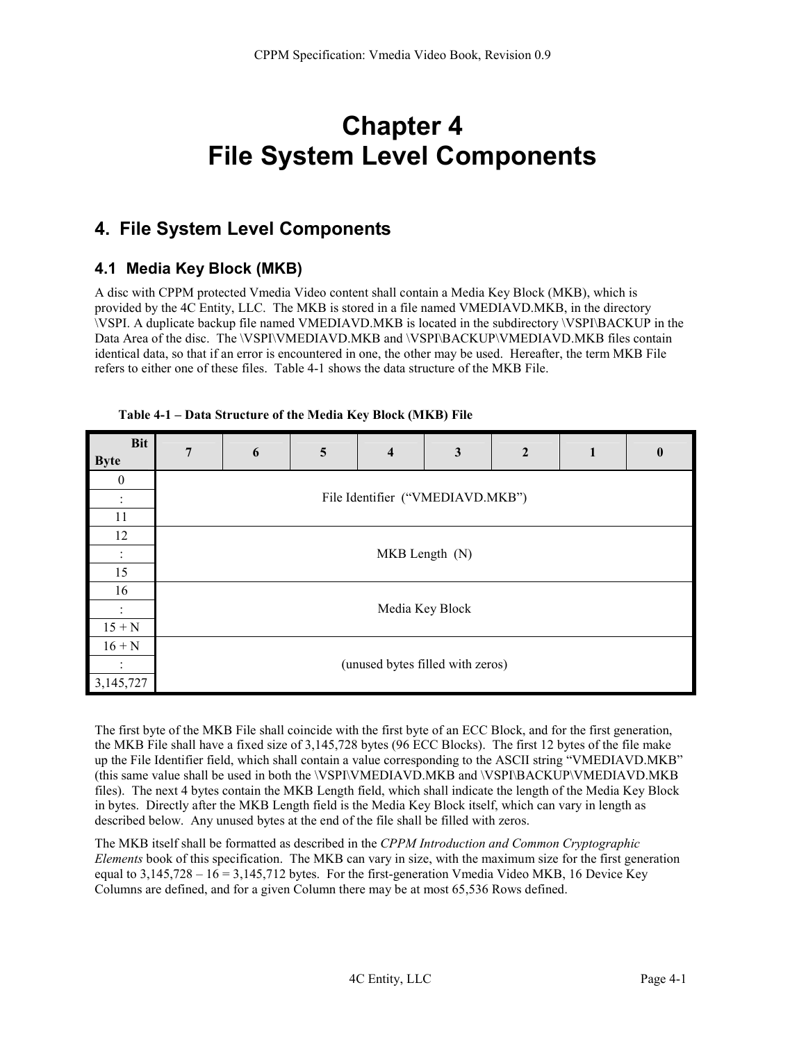# Chapter 4
# File System Level Components

## 4. File System Level Components

### 4.1 Media Key Block (MKB)

A disc with CPPM protected Vmedia Video content shall contain a Media Key Block (MKB), which is provided by the 4C Entity, LLC. The MKB is stored in a file named VMEDIAVD.MKB, in the directory \VSPI. A duplicate backup file named VMEDIAVD.MKB is located in the subdirectory \VSPI\BACKUP in the Data Area of the disc. The \VSPI\VMEDIAVD.MKB and \VSPI\BACKUP\VMEDIAVD.MKB files contain identical data, so that if an error is encountered in one, the other may be used. Hereafter, the term MKB File refers to either one of these files. Table 4-1 shows the data structure of the MKB File.

**Table 4-1 – Data Structure of the Media Key Block (MKB) File**

| Byte \ Bit | 7 | 6 | 5 | 4 | 3 | 2 | 1 | 0 |
|---|---|---|---|---|---|---|---|---|
| 0 : 11 | File Identifier (“VMEDIAVD.MKB”) | | | | | | | |
| 12 : 15 | MKB Length (N) | | | | | | | |
| 16 : 15 + N | Media Key Block | | | | | | | |
| 16 + N : 3,145,727 | (unused bytes filled with zeros) | | | | | | | |

The first byte of the MKB File shall coincide with the first byte of an ECC Block, and for the first generation, the MKB File shall have a fixed size of 3,145,728 bytes (96 ECC Blocks). The first 12 bytes of the file make up the File Identifier field, which shall contain a value corresponding to the ASCII string “VMEDIAVD.MKB” (this same value shall be used in both the \VSPI\VMEDIAVD.MKB and \VSPI\BACKUP\VMEDIAVD.MKB files). The next 4 bytes contain the MKB Length field, which shall indicate the length of the Media Key Block in bytes. Directly after the MKB Length field is the Media Key Block itself, which can vary in length as described below. Any unused bytes at the end of the file shall be filled with zeros.

The MKB itself shall be formatted as described in the *CPPM Introduction and Common Cryptographic Elements* book of this specification. The MKB can vary in size, with the maximum size for the first generation equal to 3,145,728 – 16 = 3,145,712 bytes. For the first-generation Vmedia Video MKB, 16 Device Key Columns are defined, and for a given Column there may be at most 65,536 Rows defined.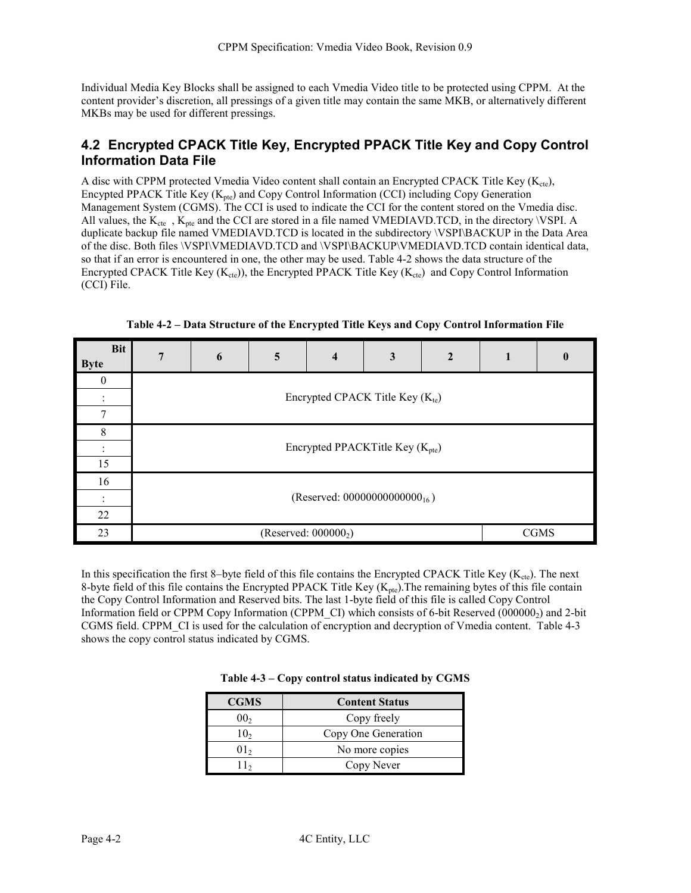Individual Media Key Blocks shall be assigned to each Vmedia Video title to be protected using CPPM. At the content provider's discretion, all pressings of a given title may contain the same MKB, or alternatively different MKBs may be used for different pressings.

## 4.2 Encrypted CPACK Title Key, Encrypted PPACK Title Key and Copy Control Information Data File

A disc with CPPM protected Vmedia Video content shall contain an Encrypted CPACK Title Key ($K_{cte}$), Encypted PPACK Title Key ($K_{pte}$) and Copy Control Information (CCI) including Copy Generation Management System (CGMS). The CCI is used to indicate the CCI for the content stored on the Vmedia disc. All values, the $K_{cte}$ , $K_{pte}$ and the CCI are stored in a file named VMEDIAVD.TCD, in the directory \VSPI. A duplicate backup file named VMEDIAVD.TCD is located in the subdirectory \VSPI\BACKUP in the Data Area of the disc. Both files \VSPI\VMEDIAVD.TCD and \VSPI\BACKUP\VMEDIAVD.TCD contain identical data, so that if an error is encountered in one, the other may be used. Table 4-2 shows the data structure of the Encrypted CPACK Title Key ($K_{cte}$)), the Encrypted PPACK Title Key ($K_{cte}$) and Copy Control Information (CCI) File.

**Table 4-2 – Data Structure of the Encrypted Title Keys and Copy Control Information File**

| Byte \ Bit | 7 | 6 | 5 | 4 | 3 | 2 | 1 | 0 |
|---|---|---|---|---|---|---|---|---|
| 0 : 7 | Encrypted CPACK Title Key ($K_{te}$) | | | | | | | |
| 8 : 15 | Encrypted PPACKTitle Key ($K_{pte}$) | | | | | | | |
| 16 : 22 | (Reserved: $00000000000000_{16}$ ) | | | | | | | |
| 23 | (Reserved: $000000_2$) | | | | | | CGMS | |

In this specification the first 8–byte field of this file contains the Encrypted CPACK Title Key ($K_{cte}$). The next 8-byte field of this file contains the Encrypted PPACK Title Key ($K_{pte}$).The remaining bytes of this file contain the Copy Control Information and Reserved bits. The last 1-byte field of this file is called Copy Control Information field or CPPM Copy Information (CPPM_CI) which consists of 6-bit Reserved ($000000_2$) and 2-bit CGMS field. CPPM_CI is used for the calculation of encryption and decryption of Vmedia content. Table 4-3 shows the copy control status indicated by CGMS.

**Table 4-3 – Copy control status indicated by CGMS**

| CGMS | Content Status |
|---|---|
| $00_2$ | Copy freely |
| $10_2$ | Copy One Generation |
| $01_2$ | No more copies |
| $11_2$ | Copy Never |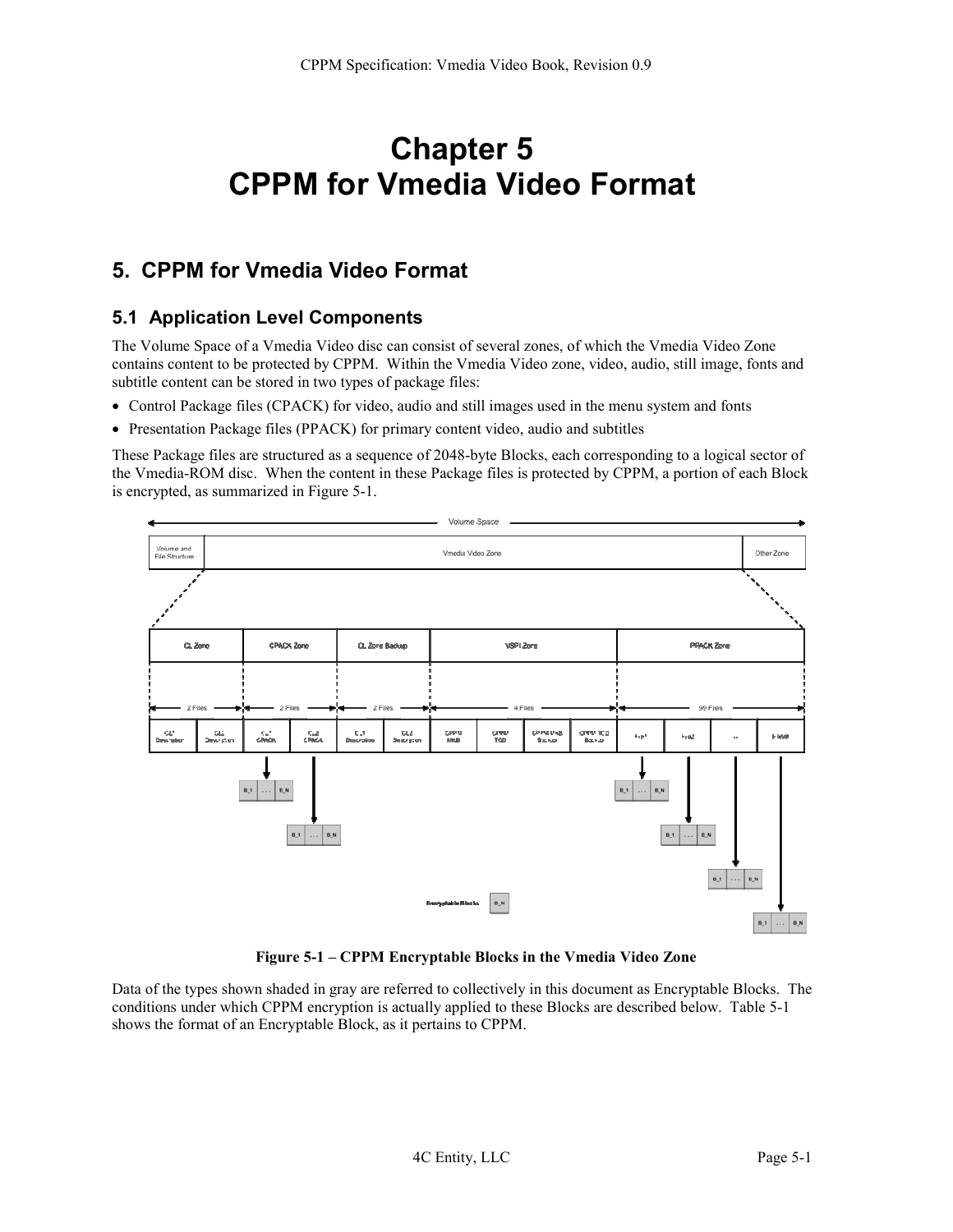# Chapter 5
# CPPM for Vmedia Video Format

## 5. CPPM for Vmedia Video Format

### 5.1 Application Level Components

The Volume Space of a Vmedia Video disc can consist of several zones, of which the Vmedia Video Zone contains content to be protected by CPPM. Within the Vmedia Video zone, video, audio, still image, fonts and subtitle content can be stored in two types of package files:

- Control Package files (CPACK) for video, audio and still images used in the menu system and fonts
- Presentation Package files (PPACK) for primary content video, audio and subtitles

These Package files are structured as a sequence of 2048-byte Blocks, each corresponding to a logical sector of the Vmedia-ROM disc. When the content in these Package files is protected by CPPM, a portion of each Block is encrypted, as summarized in Figure 5-1.

Volume Space

Volume and File Structure

Vmedia Video Zone

Other Zone

CL Zone

CPACK Zone

CL Zone Backup

VSPI Zone

PPACK Zone

2 Files

2 Files

2 Files

4 Files

99 Files

B_1 . . . B_N

Encryptable Blocks B_N

**Figure 5-1 – CPPM Encryptable Blocks in the Vmedia Video Zone**

Data of the types shown shaded in gray are referred to collectively in this document as Encryptable Blocks. The conditions under which CPPM encryption is actually applied to these Blocks are described below. Table 5-1 shows the format of an Encryptable Block, as it pertains to CPPM.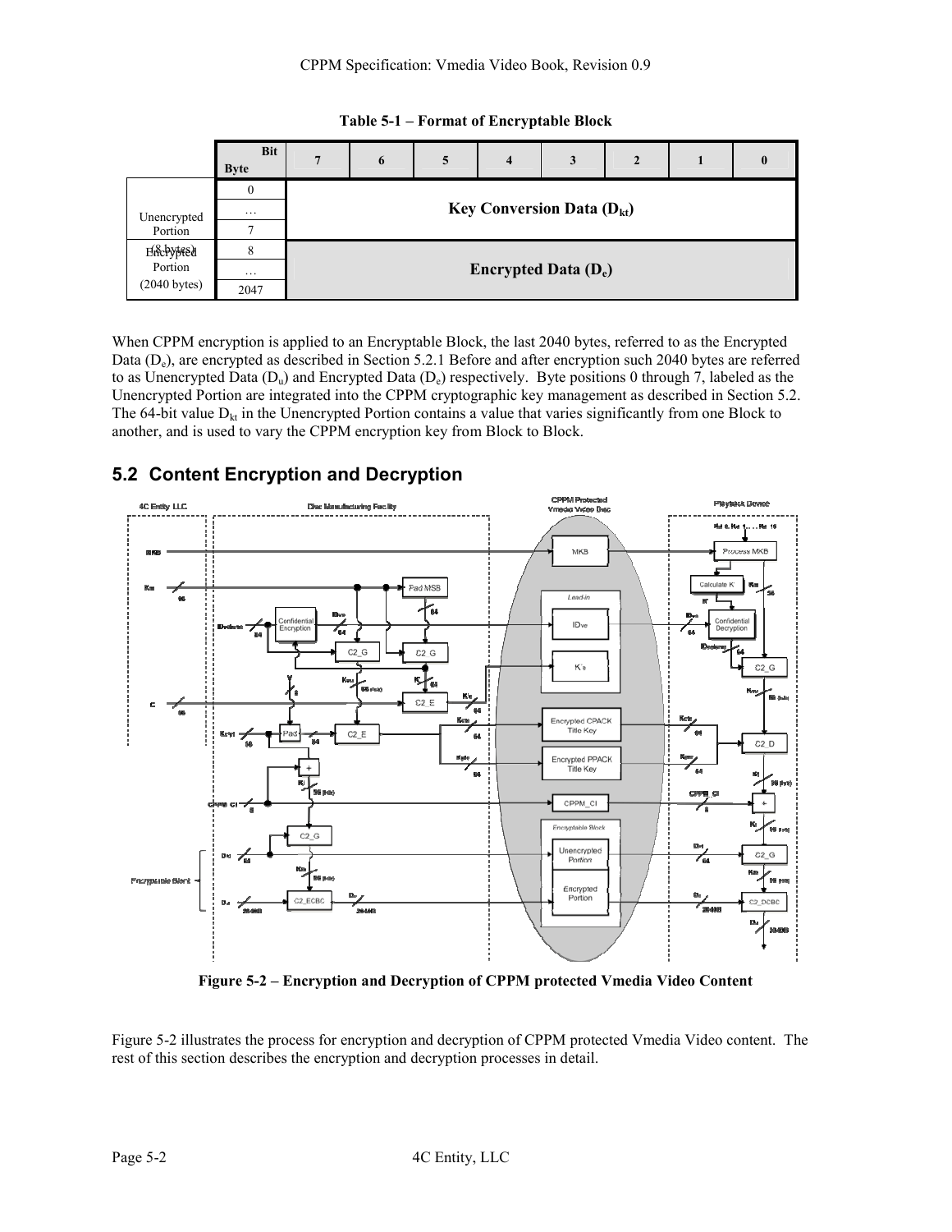**Table 5-1 – Format of Encryptable Block**

| | Bit / Byte | 7 | 6 | 5 | 4 | 3 | 2 | 1 | 0 |
|---|---|---|---|---|---|---|---|---|---|
| Unencrypted Portion (8 bytes) | 0 | Key Conversion Data ($D_{kt}$) | | | | | | | |
| | … | | | | | | | | |
| | 7 | | | | | | | | |
| Encrypted Portion (2040 bytes) | 8 | Encrypted Data ($D_e$) | | | | | | | |
| | … | | | | | | | | |
| | 2047 | | | | | | | | |

When CPPM encryption is applied to an Encryptable Block, the last 2040 bytes, referred to as the Encrypted Data ($D_e$), are encrypted as described in Section 5.2.1 Before and after encryption such 2040 bytes are referred to as Unencrypted Data ($D_u$) and Encrypted Data ($D_e$) respectively. Byte positions 0 through 7, labeled as the Unencrypted Portion are integrated into the CPPM cryptographic key management as described in Section 5.2. The 64-bit value $D_{kt}$ in the Unencrypted Portion contains a value that varies significantly from one Block to another, and is used to vary the CPPM encryption key from Block to Block.

## 5.2 Content Encryption and Decryption

Figure 5-2 – Encryption and Decryption of CPPM protected Vmedia Video Content

Figure 5-2 illustrates the process for encryption and decryption of CPPM protected Vmedia Video content. The rest of this section describes the encryption and decryption processes in detail.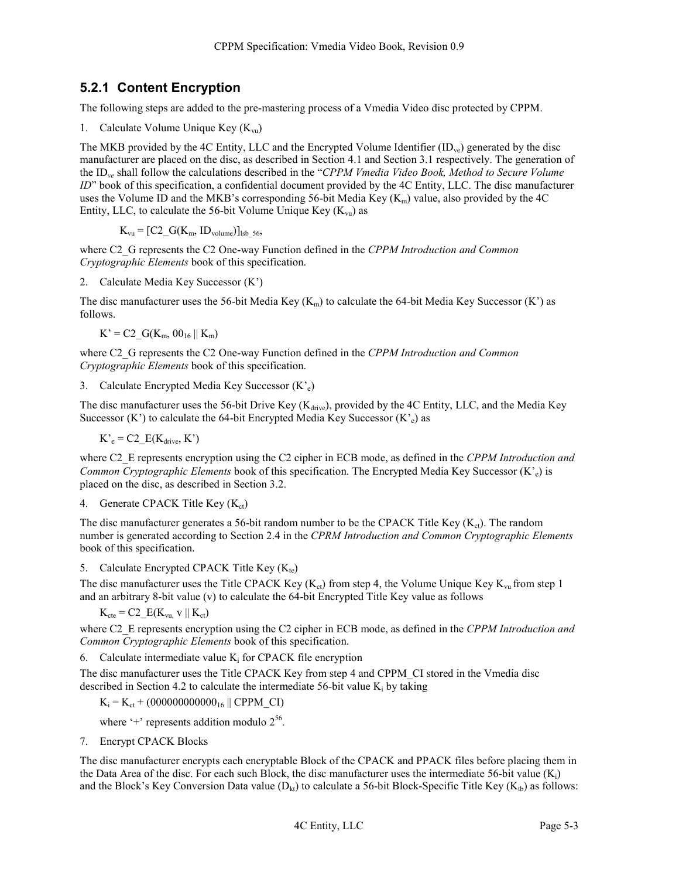### 5.2.1 Content Encryption

The following steps are added to the pre-mastering process of a Vmedia Video disc protected by CPPM.

1. Calculate Volume Unique Key ($K_{vu}$)

The MKB provided by the 4C Entity, LLC and the Encrypted Volume Identifier ($ID_{ve}$) generated by the disc manufacturer are placed on the disc, as described in Section 4.1 and Section 3.1 respectively. The generation of the $ID_{ve}$ shall follow the calculations described in the "*CPPM Vmedia Video Book, Method to Secure Volume ID*" book of this specification, a confidential document provided by the 4C Entity, LLC. The disc manufacturer uses the Volume ID and the MKB's corresponding 56-bit Media Key ($K_m$) value, also provided by the 4C Entity, LLC, to calculate the 56-bit Volume Unique Key ($K_{vu}$) as

$$K_{vu} = [C2\_G(K_m, ID_{volume})]_{lsb\_56},$$

where C2_G represents the C2 One-way Function defined in the *CPPM Introduction and Common Cryptographic Elements* book of this specification.

2. Calculate Media Key Successor (K')

The disc manufacturer uses the 56-bit Media Key ($K_m$) to calculate the 64-bit Media Key Successor (K') as follows.

$$K' = C2\_G(K_m, 00_{16} \,||\, K_m)$$

where C2_G represents the C2 One-way Function defined in the *CPPM Introduction and Common Cryptographic Elements* book of this specification.

3. Calculate Encrypted Media Key Successor ($K'_e$)

The disc manufacturer uses the 56-bit Drive Key ($K_{drive}$), provided by the 4C Entity, LLC, and the Media Key Successor (K') to calculate the 64-bit Encrypted Media Key Successor ($K'_e$) as

$$K'_e = C2\_E(K_{drive}, K')$$

where C2_E represents encryption using the C2 cipher in ECB mode, as defined in the *CPPM Introduction and Common Cryptographic Elements* book of this specification. The Encrypted Media Key Successor ($K'_e$) is placed on the disc, as described in Section 3.2.

4. Generate CPACK Title Key ($K_{ct}$)

The disc manufacturer generates a 56-bit random number to be the CPACK Title Key ($K_{ct}$). The random number is generated according to Section 2.4 in the *CPRM Introduction and Common Cryptographic Elements* book of this specification.

5. Calculate Encrypted CPACK Title Key ($K_{te}$)

The disc manufacturer uses the Title CPACK Key ($K_{ct}$) from step 4, the Volume Unique Key $K_{vu}$ from step 1 and an arbitrary 8-bit value (v) to calculate the 64-bit Encrypted Title Key value as follows

$$K_{cte} = C2\_E(K_{vu,}\ v \,||\, K_{ct})$$

where C2_E represents encryption using the C2 cipher in ECB mode, as defined in the *CPPM Introduction and Common Cryptographic Elements* book of this specification.

6. Calculate intermediate value $K_i$ for CPACK file encryption

The disc manufacturer uses the Title CPACK Key from step 4 and CPPM_CI stored in the Vmedia disc described in Section 4.2 to calculate the intermediate 56-bit value $K_i$ by taking

$$K_i = K_{ct} + (000000000000_{16} \,||\, CPPM\_CI)$$

where '+' represents addition modulo $2^{56}$.

7. Encrypt CPACK Blocks

The disc manufacturer encrypts each encryptable Block of the CPACK and PPACK files before placing them in the Data Area of the disc. For each such Block, the disc manufacturer uses the intermediate 56-bit value ($K_i$) and the Block's Key Conversion Data value ($D_{kt}$) to calculate a 56-bit Block-Specific Title Key ($K_{tb}$) as follows: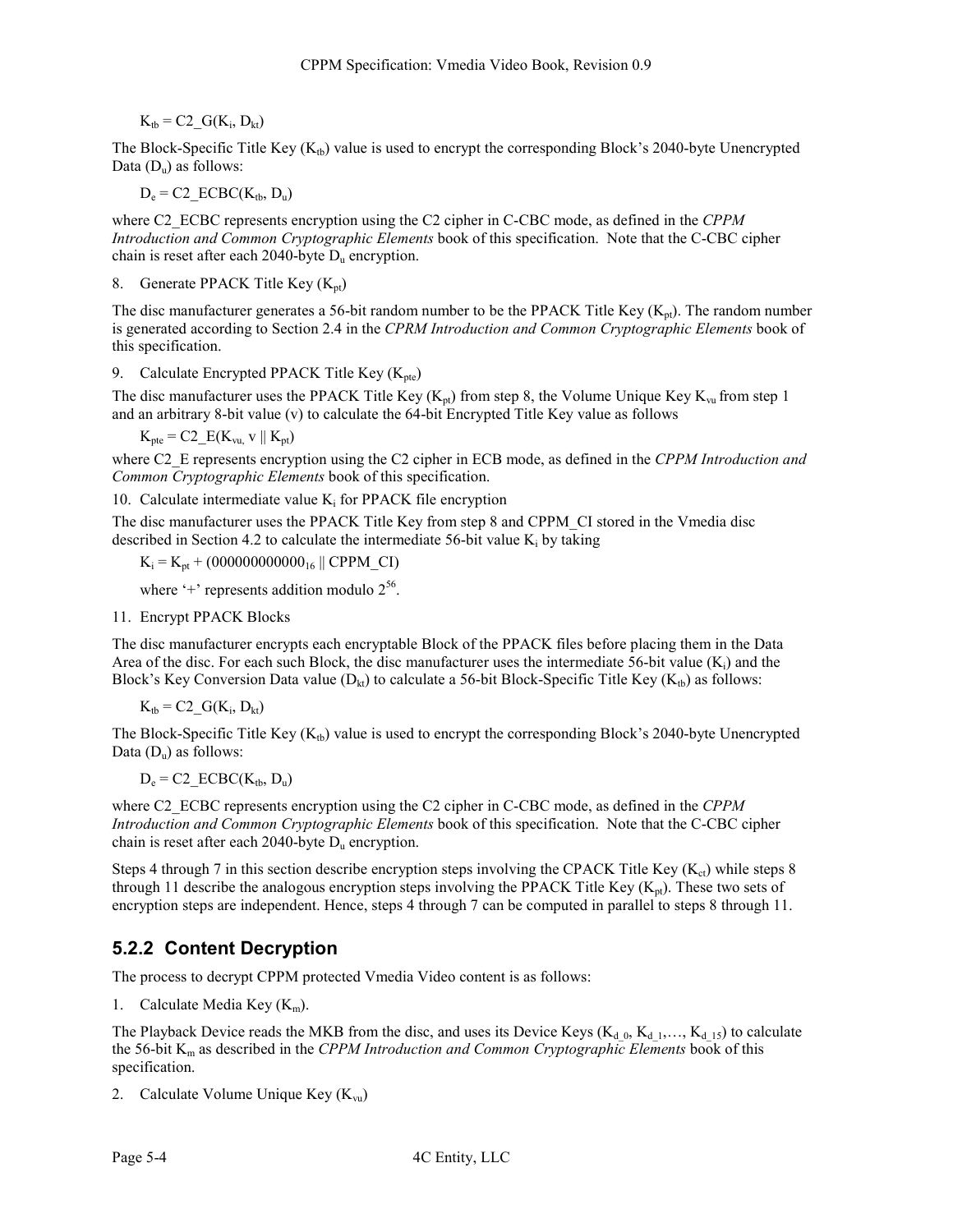$K_{tb} = C2\_G(K_i, D_{kt})$

The Block-Specific Title Key ($K_{tb}$) value is used to encrypt the corresponding Block's 2040-byte Unencrypted Data ($D_u$) as follows:

$D_e = C2\_ECBC(K_{tb}, D_u)$

where C2_ECBC represents encryption using the C2 cipher in C-CBC mode, as defined in the *CPPM Introduction and Common Cryptographic Elements* book of this specification. Note that the C-CBC cipher chain is reset after each 2040-byte $D_u$ encryption.

8. Generate PPACK Title Key ($K_{pt}$)

The disc manufacturer generates a 56-bit random number to be the PPACK Title Key ($K_{pt}$). The random number is generated according to Section 2.4 in the *CPRM Introduction and Common Cryptographic Elements* book of this specification.

9. Calculate Encrypted PPACK Title Key ($K_{pte}$)

The disc manufacturer uses the PPACK Title Key ($K_{pt}$) from step 8, the Volume Unique Key $K_{vu}$ from step 1 and an arbitrary 8-bit value (v) to calculate the 64-bit Encrypted Title Key value as follows

$K_{pte} = C2\_E(K_{vu,}\ v \parallel K_{pt})$

where C2_E represents encryption using the C2 cipher in ECB mode, as defined in the *CPPM Introduction and Common Cryptographic Elements* book of this specification.

10. Calculate intermediate value $K_i$ for PPACK file encryption

The disc manufacturer uses the PPACK Title Key from step 8 and CPPM_CI stored in the Vmedia disc described in Section 4.2 to calculate the intermediate 56-bit value $K_i$ by taking

$K_i = K_{pt} + (000000000000_{16} \parallel \text{CPPM\_CI})$

where '+' represents addition modulo $2^{56}$.

11. Encrypt PPACK Blocks

The disc manufacturer encrypts each encryptable Block of the PPACK files before placing them in the Data Area of the disc. For each such Block, the disc manufacturer uses the intermediate 56-bit value ($K_i$) and the Block's Key Conversion Data value ($D_{kt}$) to calculate a 56-bit Block-Specific Title Key ($K_{tb}$) as follows:

$K_{tb} = C2\_G(K_i, D_{kt})$

The Block-Specific Title Key ($K_{tb}$) value is used to encrypt the corresponding Block's 2040-byte Unencrypted Data ($D_u$) as follows:

$D_e = C2\_ECBC(K_{tb}, D_u)$

where C2_ECBC represents encryption using the C2 cipher in C-CBC mode, as defined in the *CPPM Introduction and Common Cryptographic Elements* book of this specification. Note that the C-CBC cipher chain is reset after each 2040-byte $D_u$ encryption.

Steps 4 through 7 in this section describe encryption steps involving the CPACK Title Key ($K_{ct}$) while steps 8 through 11 describe the analogous encryption steps involving the PPACK Title Key ($K_{pt}$). These two sets of encryption steps are independent. Hence, steps 4 through 7 can be computed in parallel to steps 8 through 11.

### 5.2.2 Content Decryption

The process to decrypt CPPM protected Vmedia Video content is as follows:

1. Calculate Media Key ($K_m$).

The Playback Device reads the MKB from the disc, and uses its Device Keys ($K_{d\_0}, K_{d\_1}, \ldots, K_{d\_15}$) to calculate the 56-bit $K_m$ as described in the *CPPM Introduction and Common Cryptographic Elements* book of this specification.

2. Calculate Volume Unique Key ($K_{vu}$)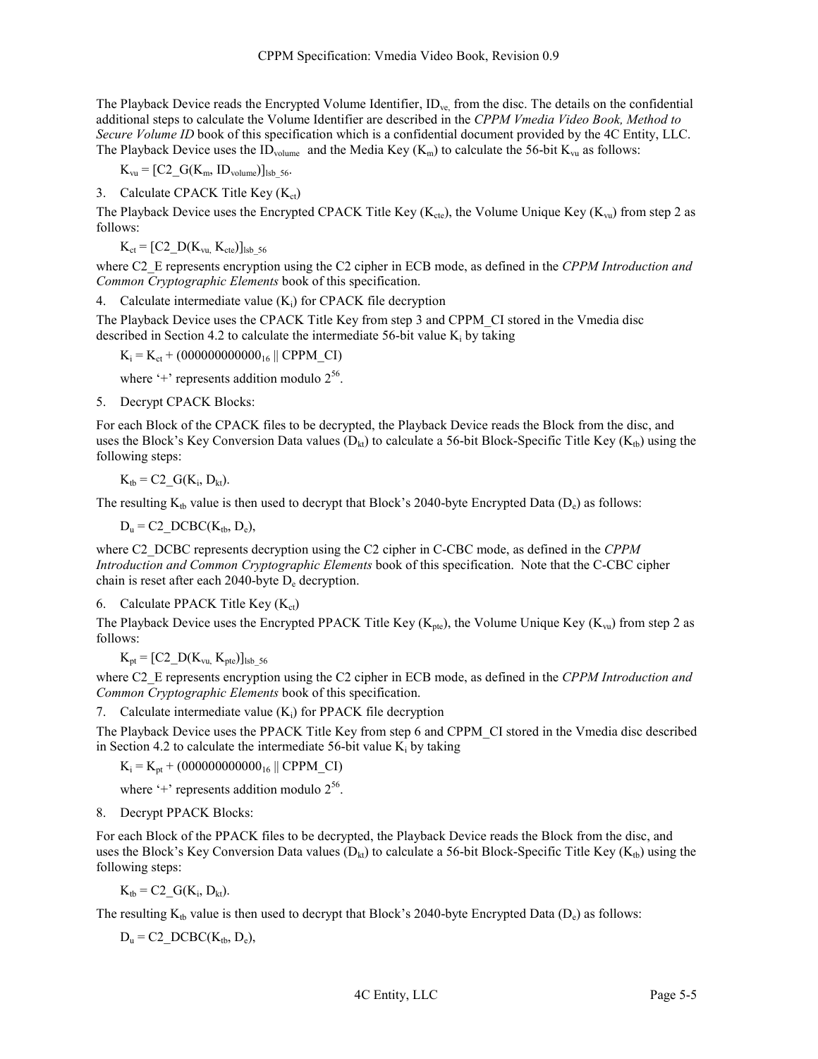The Playback Device reads the Encrypted Volume Identifier, $ID_{ve}$, from the disc. The details on the confidential additional steps to calculate the Volume Identifier are described in the *CPPM Vmedia Video Book, Method to Secure Volume ID* book of this specification which is a confidential document provided by the 4C Entity, LLC. The Playback Device uses the $ID_{volume}$ and the Media Key ($K_m$) to calculate the 56-bit $K_{vu}$ as follows:

$K_{vu} = [C2\_G(K_m, ID_{volume})]_{lsb\_56}$.

3. Calculate CPACK Title Key ($K_{ct}$)

The Playback Device uses the Encrypted CPACK Title Key ($K_{cte}$), the Volume Unique Key ($K_{vu}$) from step 2 as follows:

$K_{ct} = [C2\_D(K_{vu}, K_{cte})]_{lsb\_56}$

where C2_E represents encryption using the C2 cipher in ECB mode, as defined in the *CPPM Introduction and Common Cryptographic Elements* book of this specification.

4. Calculate intermediate value ($K_i$) for CPACK file decryption

The Playback Device uses the CPACK Title Key from step 3 and CPPM_CI stored in the Vmedia disc described in Section 4.2 to calculate the intermediate 56-bit value $K_i$ by taking

$K_i = K_{ct} + (000000000000_{16} \| CPPM\_CI)$

where '+' represents addition modulo $2^{56}$.

5. Decrypt CPACK Blocks:

For each Block of the CPACK files to be decrypted, the Playback Device reads the Block from the disc, and uses the Block's Key Conversion Data values ($D_{kt}$) to calculate a 56-bit Block-Specific Title Key ($K_{tb}$) using the following steps:

$K_{tb} = C2\_G(K_i, D_{kt})$.

The resulting $K_{tb}$ value is then used to decrypt that Block's 2040-byte Encrypted Data ($D_e$) as follows:

$D_u = C2\_DCBC(K_{tb}, D_e)$,

where C2_DCBC represents decryption using the C2 cipher in C-CBC mode, as defined in the *CPPM Introduction and Common Cryptographic Elements* book of this specification. Note that the C-CBC cipher chain is reset after each 2040-byte $D_e$ decryption.

6. Calculate PPACK Title Key ($K_{ct}$)

The Playback Device uses the Encrypted PPACK Title Key ($K_{pte}$), the Volume Unique Key ($K_{vu}$) from step 2 as follows:

$K_{pt} = [C2\_D(K_{vu}, K_{pte})]_{lsb\_56}$

where C2_E represents encryption using the C2 cipher in ECB mode, as defined in the *CPPM Introduction and Common Cryptographic Elements* book of this specification.

7. Calculate intermediate value ($K_i$) for PPACK file decryption

The Playback Device uses the PPACK Title Key from step 6 and CPPM_CI stored in the Vmedia disc described in Section 4.2 to calculate the intermediate 56-bit value $K_i$ by taking

$K_i = K_{pt} + (000000000000_{16} \| CPPM\_CI)$

where '+' represents addition modulo $2^{56}$.

8. Decrypt PPACK Blocks:

For each Block of the PPACK files to be decrypted, the Playback Device reads the Block from the disc, and uses the Block's Key Conversion Data values ($D_{kt}$) to calculate a 56-bit Block-Specific Title Key ($K_{tb}$) using the following steps:

$K_{tb} = C2\_G(K_i, D_{kt})$.

The resulting $K_{tb}$ value is then used to decrypt that Block's 2040-byte Encrypted Data ($D_e$) as follows:

$D_u = C2\_DCBC(K_{tb}, D_e)$,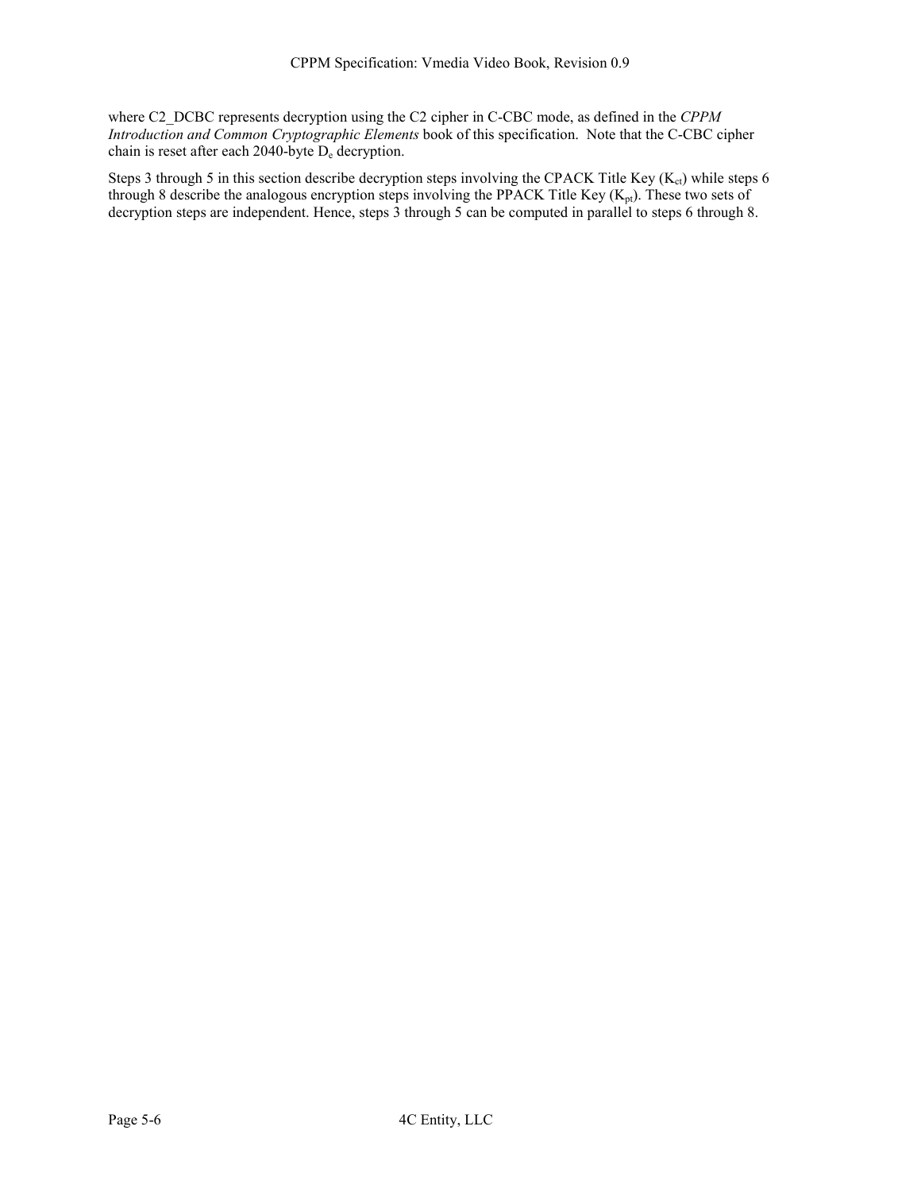where C2_DCBC represents decryption using the C2 cipher in C-CBC mode, as defined in the *CPPM Introduction and Common Cryptographic Elements* book of this specification. Note that the C-CBC cipher chain is reset after each 2040-byte $D_e$ decryption.

Steps 3 through 5 in this section describe decryption steps involving the CPACK Title Key ($K_{ct}$) while steps 6 through 8 describe the analogous encryption steps involving the PPACK Title Key ($K_{pt}$). These two sets of decryption steps are independent. Hence, steps 3 through 5 can be computed in parallel to steps 6 through 8.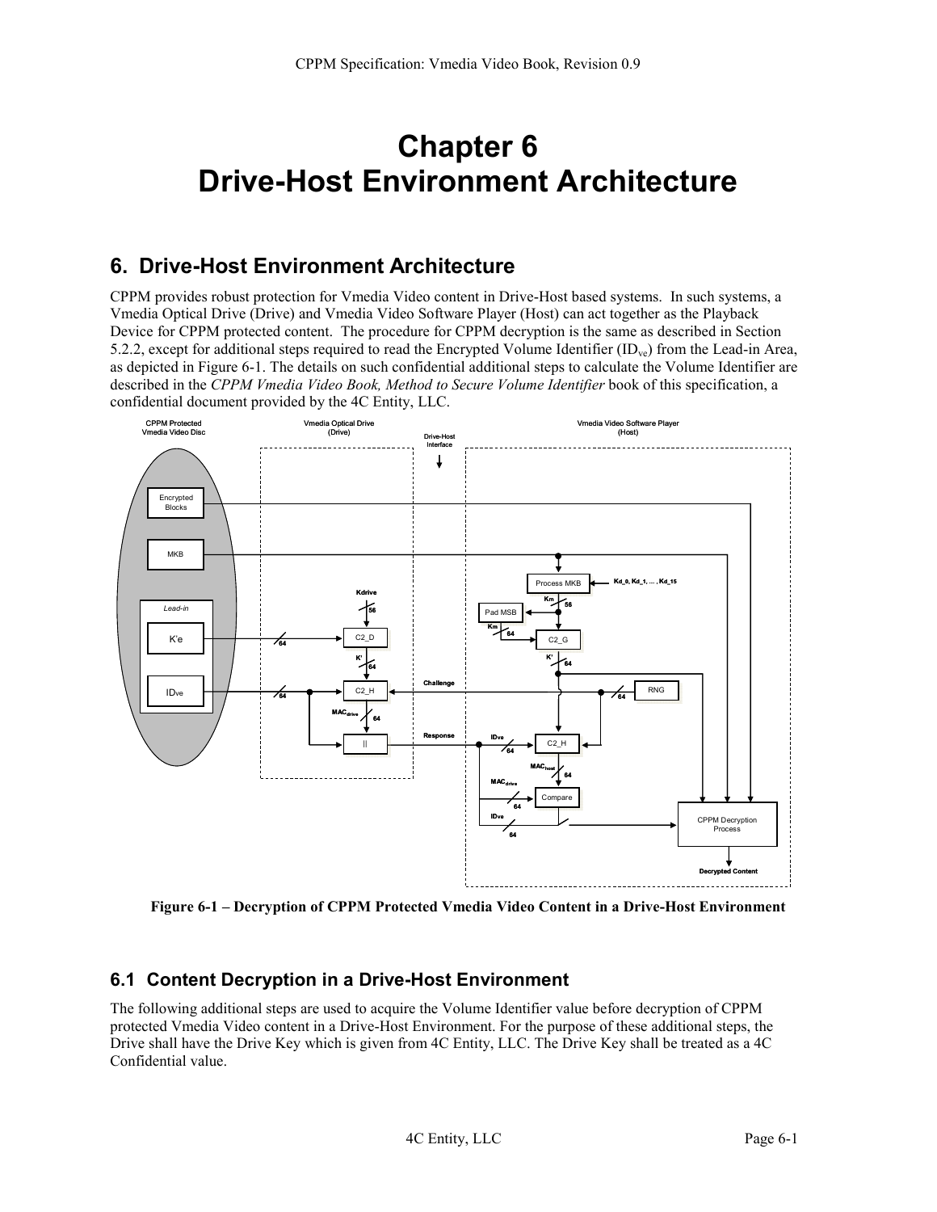// Chapter 6
# Chapter 6
# Drive-Host Environment Architecture

## 6. Drive-Host Environment Architecture

CPPM provides robust protection for Vmedia Video content in Drive-Host based systems. In such systems, a Vmedia Optical Drive (Drive) and Vmedia Video Software Player (Host) can act together as the Playback Device for CPPM protected content. The procedure for CPPM decryption is the same as described in Section 5.2.2, except for additional steps required to read the Encrypted Volume Identifier ($ID_{ve}$) from the Lead-in Area, as depicted in Figure 6-1. The details on such confidential additional steps to calculate the Volume Identifier are described in the *CPPM Vmedia Video Book, Method to Secure Volume Identifier* book of this specification, a confidential document provided by the 4C Entity, LLC.

**Figure 6-1 – Decryption of CPPM Protected Vmedia Video Content in a Drive-Host Environment**

### 6.1 Content Decryption in a Drive-Host Environment

The following additional steps are used to acquire the Volume Identifier value before decryption of CPPM protected Vmedia Video content in a Drive-Host Environment. For the purpose of these additional steps, the Drive shall have the Drive Key which is given from 4C Entity, LLC. The Drive Key shall be treated as a 4C Confidential value.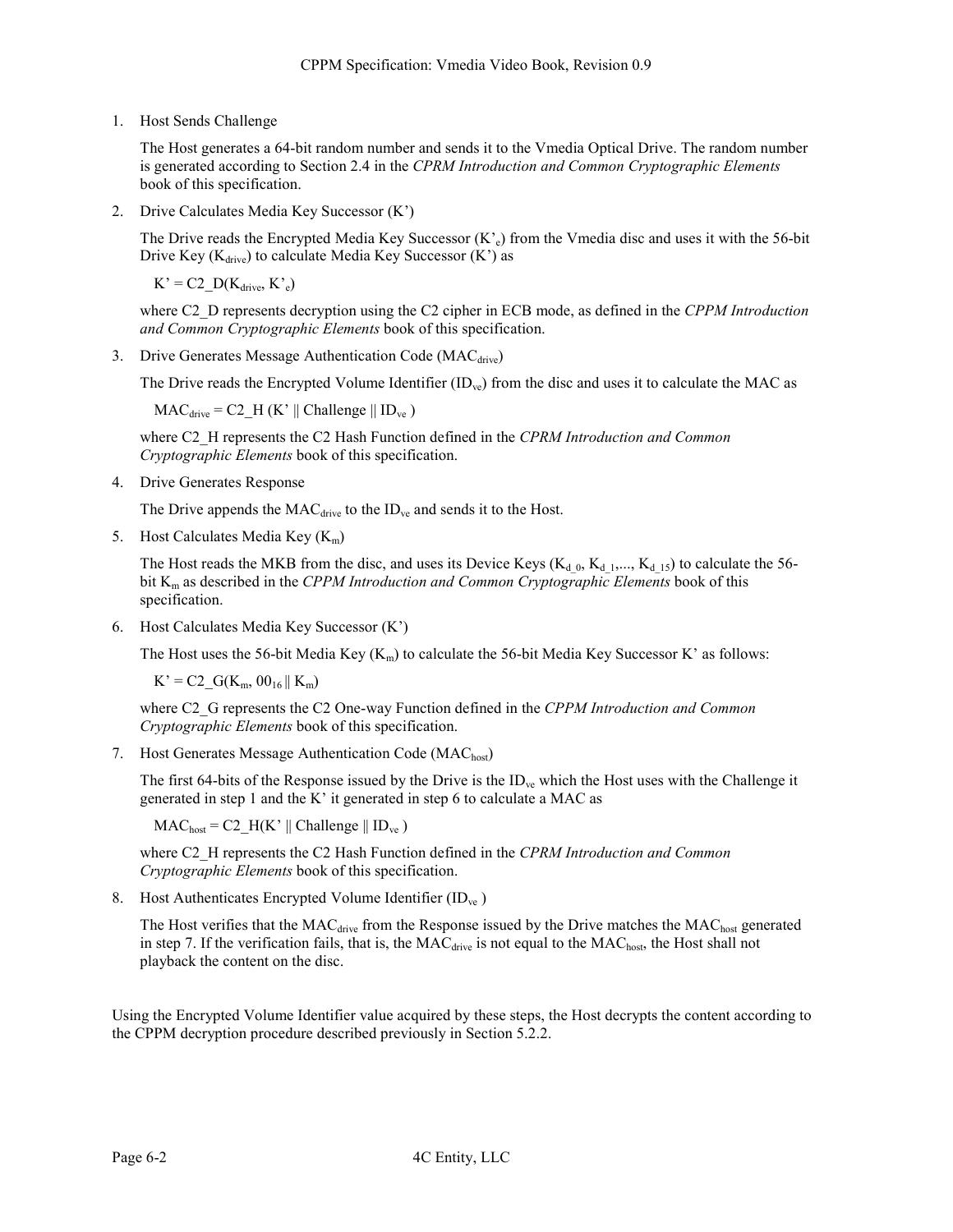1. Host Sends Challenge

   The Host generates a 64-bit random number and sends it to the Vmedia Optical Drive. The random number is generated according to Section 2.4 in the *CPRM Introduction and Common Cryptographic Elements* book of this specification.

2. Drive Calculates Media Key Successor (K')

   The Drive reads the Encrypted Media Key Successor ($K'_e$) from the Vmedia disc and uses it with the 56-bit Drive Key ($K_{drive}$) to calculate Media Key Successor (K') as

   $K' = C2\_D(K_{drive}, K'_e)$

   where C2_D represents decryption using the C2 cipher in ECB mode, as defined in the *CPPM Introduction and Common Cryptographic Elements* book of this specification.

3. Drive Generates Message Authentication Code ($MAC_{drive}$)

   The Drive reads the Encrypted Volume Identifier ($ID_{ve}$) from the disc and uses it to calculate the MAC as

   $MAC_{drive} = C2\_H\ (K' \parallel Challenge \parallel ID_{ve})$

   where C2_H represents the C2 Hash Function defined in the *CPRM Introduction and Common Cryptographic Elements* book of this specification.

4. Drive Generates Response

   The Drive appends the $MAC_{drive}$ to the $ID_{ve}$ and sends it to the Host.

5. Host Calculates Media Key ($K_m$)

   The Host reads the MKB from the disc, and uses its Device Keys ($K_{d\_0}, K_{d\_1},..., K_{d\_15}$) to calculate the 56-bit $K_m$ as described in the *CPPM Introduction and Common Cryptographic Elements* book of this specification.

6. Host Calculates Media Key Successor (K')

   The Host uses the 56-bit Media Key ($K_m$) to calculate the 56-bit Media Key Successor K' as follows:

   $K' = C2\_G(K_m, 00_{16} \parallel K_m)$

   where C2_G represents the C2 One-way Function defined in the *CPPM Introduction and Common Cryptographic Elements* book of this specification.

7. Host Generates Message Authentication Code ($MAC_{host}$)

   The first 64-bits of the Response issued by the Drive is the $ID_{ve}$ which the Host uses with the Challenge it generated in step 1 and the K' it generated in step 6 to calculate a MAC as

   $MAC_{host} = C2\_H(K' \parallel Challenge \parallel ID_{ve})$

   where C2_H represents the C2 Hash Function defined in the *CPRM Introduction and Common Cryptographic Elements* book of this specification.

8. Host Authenticates Encrypted Volume Identifier ($ID_{ve}$)

   The Host verifies that the $MAC_{drive}$ from the Response issued by the Drive matches the $MAC_{host}$ generated in step 7. If the verification fails, that is, the $MAC_{drive}$ is not equal to the $MAC_{host}$, the Host shall not playback the content on the disc.

Using the Encrypted Volume Identifier value acquired by these steps, the Host decrypts the content according to the CPPM decryption procedure described previously in Section 5.2.2.